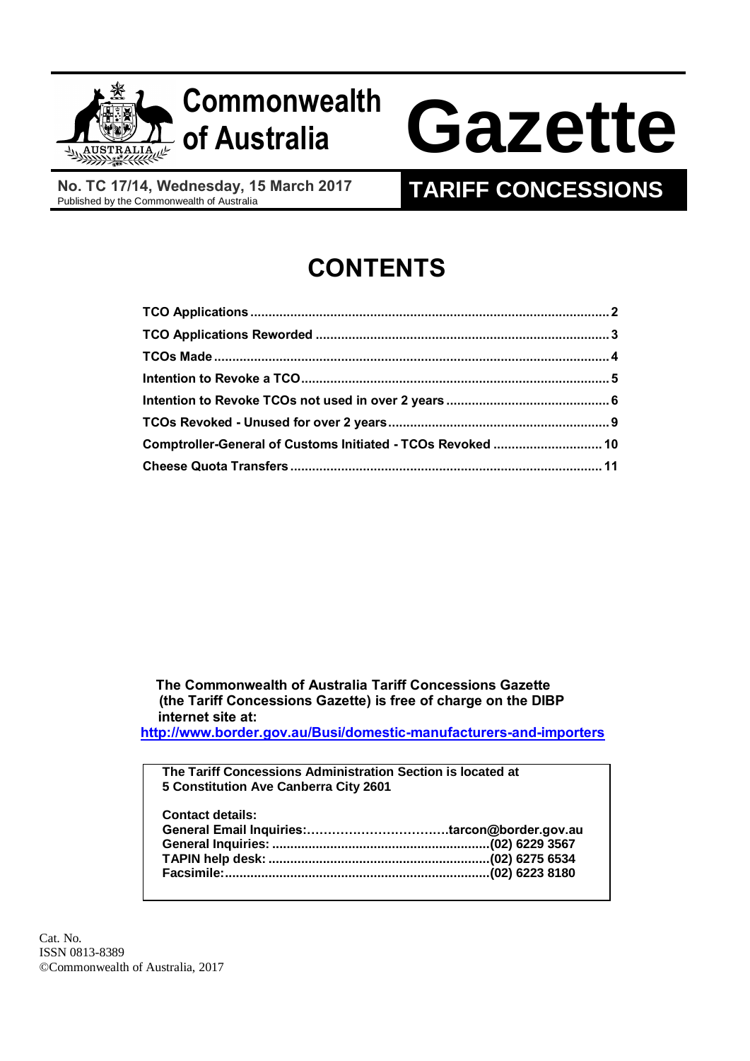# Commonwealth of Australia Gazette

**No. TC 17/14, Wednesday, 15 March 2017**
Published by the Commonwealth of Australia

## TARIFF CONCESSIONS

# CONTENTS

**TCO Applications** .......... 2
**TCO Applications Reworded** .......... 3
**TCOs Made** .......... 4
**Intention to Revoke a TCO** .......... 5
**Intention to Revoke TCOs not used in over 2 years** .......... 6
**TCOs Revoked - Unused for over 2 years** .......... 9
**Comptroller-General of Customs Initiated - TCOs Revoked** .......... 10
**Cheese Quota Transfers** .......... 11

**The Commonwealth of Australia Tariff Concessions Gazette (the Tariff Concessions Gazette) is free of charge on the DIBP internet site at:**
**http://www.border.gov.au/Busi/domestic-manufacturers-and-importers**

**The Tariff Concessions Administration Section is located at 5 Constitution Ave Canberra City 2601**

**Contact details:**
**General Email Inquiries:..........tarcon@border.gov.au**
**General Inquiries: ..........(02) 6229 3567**
**TAPIN help desk: ..........(02) 6275 6534**
**Facsimile:..........(02) 6223 8180**

Cat. No.
ISSN 0813-8389
©Commonwealth of Australia, 2017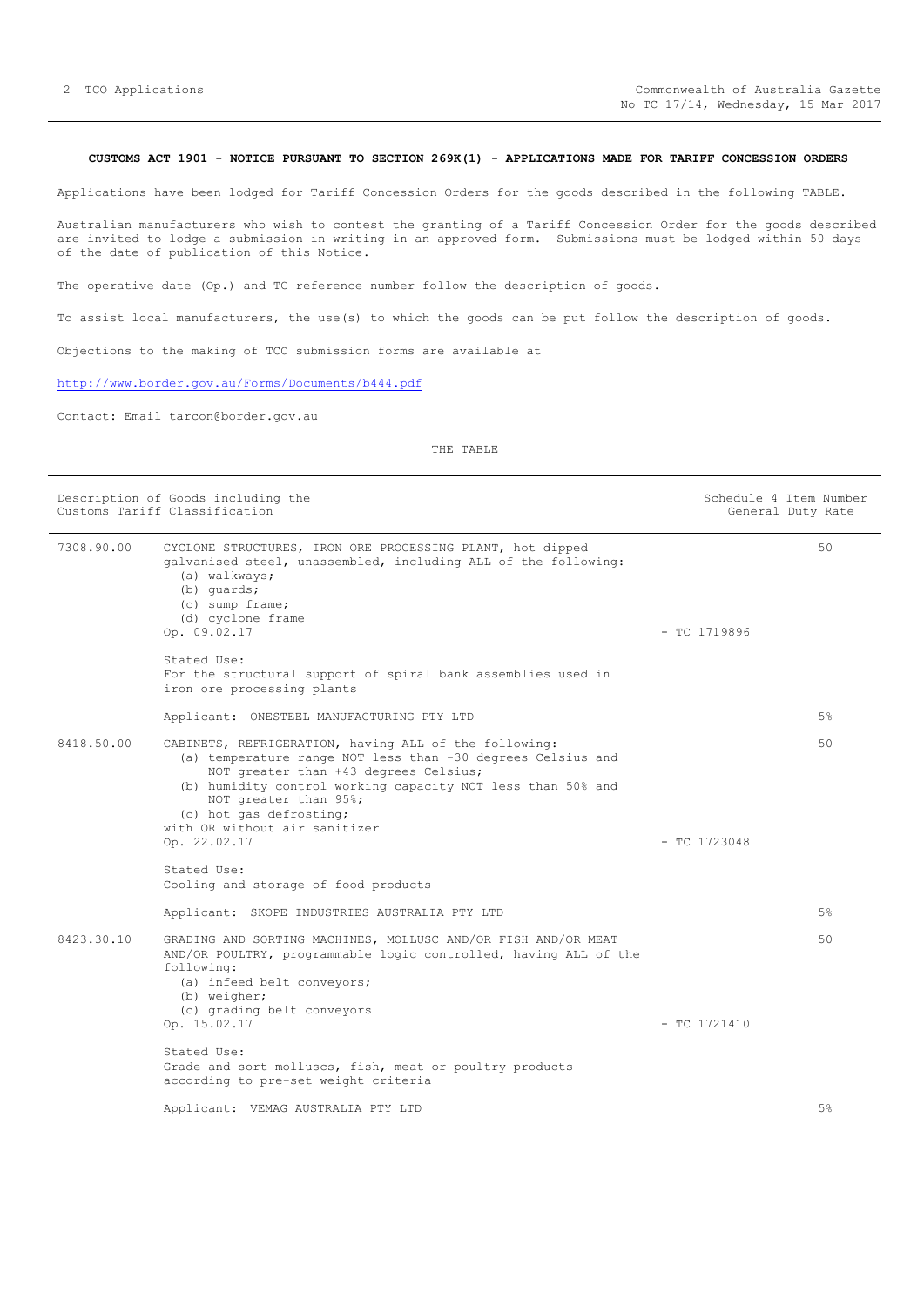**CUSTOMS ACT 1901 - NOTICE PURSUANT TO SECTION 269K(1) - APPLICATIONS MADE FOR TARIFF CONCESSION ORDERS**

Applications have been lodged for Tariff Concession Orders for the goods described in the following TABLE.

Australian manufacturers who wish to contest the granting of a Tariff Concession Order for the goods described are invited to lodge a submission in writing in an approved form. Submissions must be lodged within 50 days of the date of publication of this Notice.

The operative date (Op.) and TC reference number follow the description of goods.

To assist local manufacturers, the use(s) to which the goods can be put follow the description of goods.

Objections to the making of TCO submission forms are available at

http://www.border.gov.au/Forms/Documents/b444.pdf

Contact: Email tarcon@border.gov.au

THE TABLE

| Description of Goods including the Customs Tariff Classification | | | Schedule 4 Item Number General Duty Rate |
|---|---|---|---|
| 7308.90.00 | CYCLONE STRUCTURES, IRON ORE PROCESSING PLANT, hot dipped galvanised steel, unassembled, including ALL of the following:<br>(a) walkways;<br>(b) guards;<br>(c) sump frame;<br>(d) cyclone frame<br>Op. 09.02.17<br><br>Stated Use:<br>For the structural support of spiral bank assemblies used in iron ore processing plants<br><br>Applicant: ONESTEEL MANUFACTURING PTY LTD | - TC 1719896 | 50<br><br>5% |
| 8418.50.00 | CABINETS, REFRIGERATION, having ALL of the following:<br>(a) temperature range NOT less than -30 degrees Celsius and NOT greater than +43 degrees Celsius;<br>(b) humidity control working capacity NOT less than 50% and NOT greater than 95%;<br>(c) hot gas defrosting;<br>with OR without air sanitizer<br>Op. 22.02.17<br><br>Stated Use:<br>Cooling and storage of food products<br><br>Applicant: SKOPE INDUSTRIES AUSTRALIA PTY LTD | - TC 1723048 | 50<br><br>5% |
| 8423.30.10 | GRADING AND SORTING MACHINES, MOLLUSC AND/OR FISH AND/OR MEAT AND/OR POULTRY, programmable logic controlled, having ALL of the following:<br>(a) infeed belt conveyors;<br>(b) weigher;<br>(c) grading belt conveyors<br>Op. 15.02.17<br><br>Stated Use:<br>Grade and sort molluscs, fish, meat or poultry products according to pre-set weight criteria<br><br>Applicant: VEMAG AUSTRALIA PTY LTD | - TC 1721410 | 50<br><br>5% |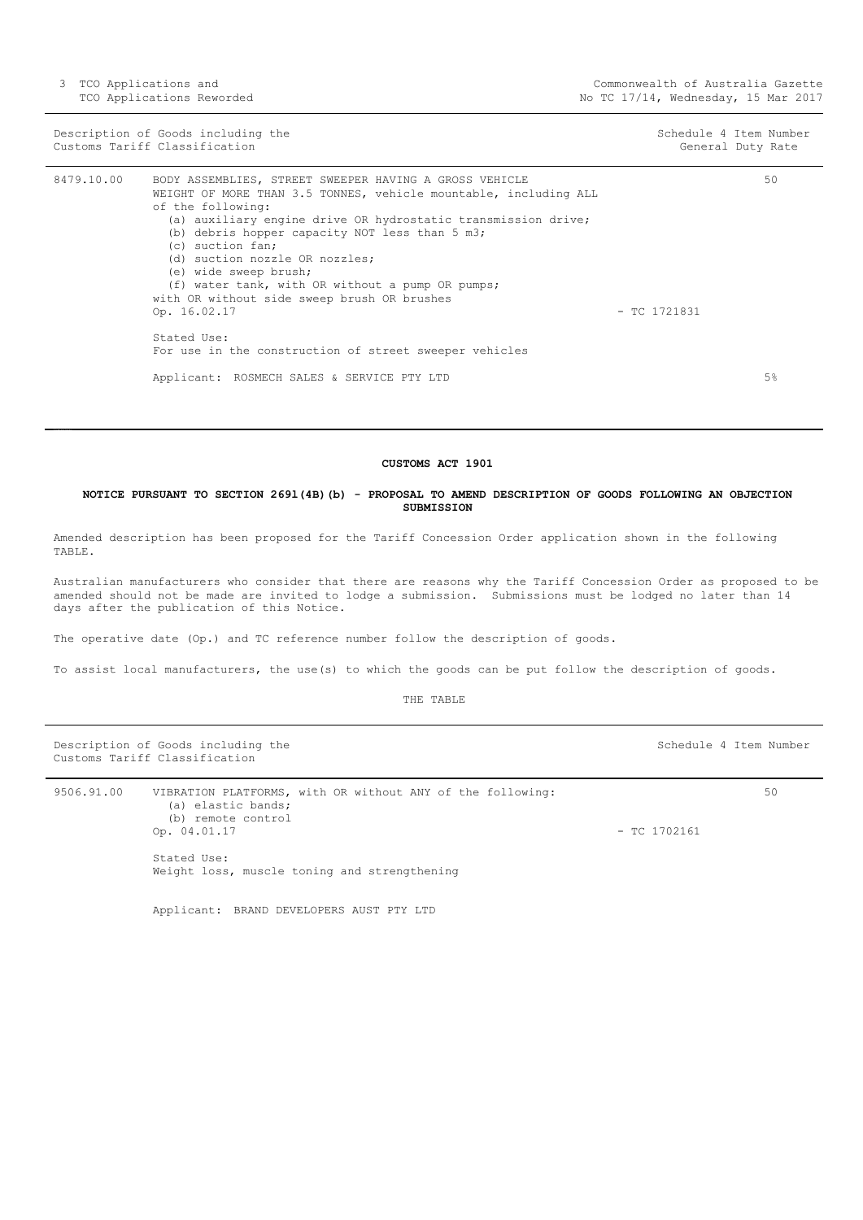| Description of Goods including the Customs Tariff Classification | | | Schedule 4 Item Number General Duty Rate |
|---|---|---|---|
| 8479.10.00 | BODY ASSEMBLIES, STREET SWEEPER HAVING A GROSS VEHICLE WEIGHT OF MORE THAN 3.5 TONNES, vehicle mountable, including ALL of the following:<br>(a) auxiliary engine drive OR hydrostatic transmission drive;<br>(b) debris hopper capacity NOT less than 5 m3;<br>(c) suction fan;<br>(d) suction nozzle OR nozzles;<br>(e) wide sweep brush;<br>(f) water tank, with OR without a pump OR pumps;<br>with OR without side sweep brush OR brushes<br>Op. 16.02.17 | - TC 1721831 | 50 |
| | Stated Use:<br>For use in the construction of street sweeper vehicles | | |
| | Applicant: ROSMECH SALES & SERVICE PTY LTD | | 5% |

**CUSTOMS ACT 1901**

**NOTICE PURSUANT TO SECTION 269l(4B)(b) - PROPOSAL TO AMEND DESCRIPTION OF GOODS FOLLOWING AN OBJECTION SUBMISSION**

Amended description has been proposed for the Tariff Concession Order application shown in the following TABLE.

Australian manufacturers who consider that there are reasons why the Tariff Concession Order as proposed to be amended should not be made are invited to lodge a submission. Submissions must be lodged no later than 14 days after the publication of this Notice.

The operative date (Op.) and TC reference number follow the description of goods.

To assist local manufacturers, the use(s) to which the goods can be put follow the description of goods.

THE TABLE

| Description of Goods including the Customs Tariff Classification | | | Schedule 4 Item Number |
|---|---|---|---|
| 9506.91.00 | VIBRATION PLATFORMS, with OR without ANY of the following:<br>(a) elastic bands;<br>(b) remote control<br>Op. 04.01.17 | - TC 1702161 | 50 |
| | Stated Use:<br>Weight loss, muscle toning and strengthening | | |
| | Applicant: BRAND DEVELOPERS AUST PTY LTD | | |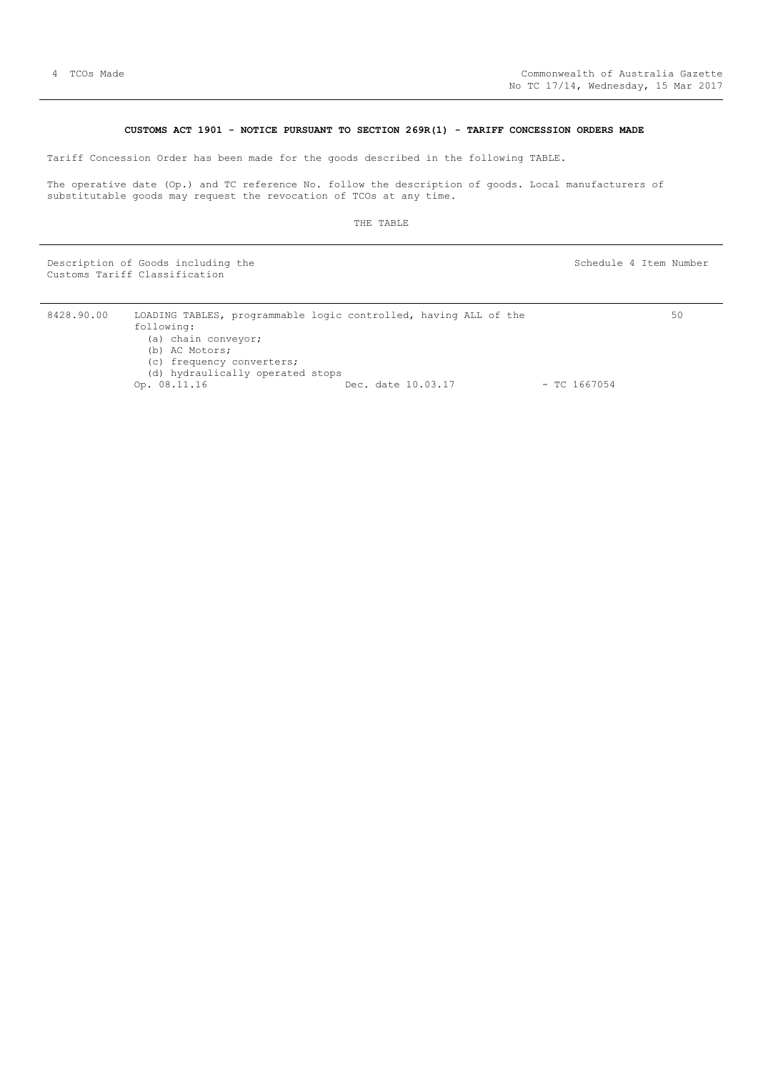**CUSTOMS ACT 1901 - NOTICE PURSUANT TO SECTION 269R(1) - TARIFF CONCESSION ORDERS MADE**

Tariff Concession Order has been made for the goods described in the following TABLE.

The operative date (Op.) and TC reference No. follow the description of goods. Local manufacturers of substitutable goods may request the revocation of TCOs at any time.

THE TABLE

| Description of Goods including the Customs Tariff Classification | | Schedule 4 Item Number |
|---|---|---|
| 8428.90.00 | LOADING TABLES, programmable logic controlled, having ALL of the following:<br>(a) chain conveyor;<br>(b) AC Motors;<br>(c) frequency converters;<br>(d) hydraulically operated stops<br>Op. 08.11.16 Dec. date 10.03.17 - TC 1667054 | 50 |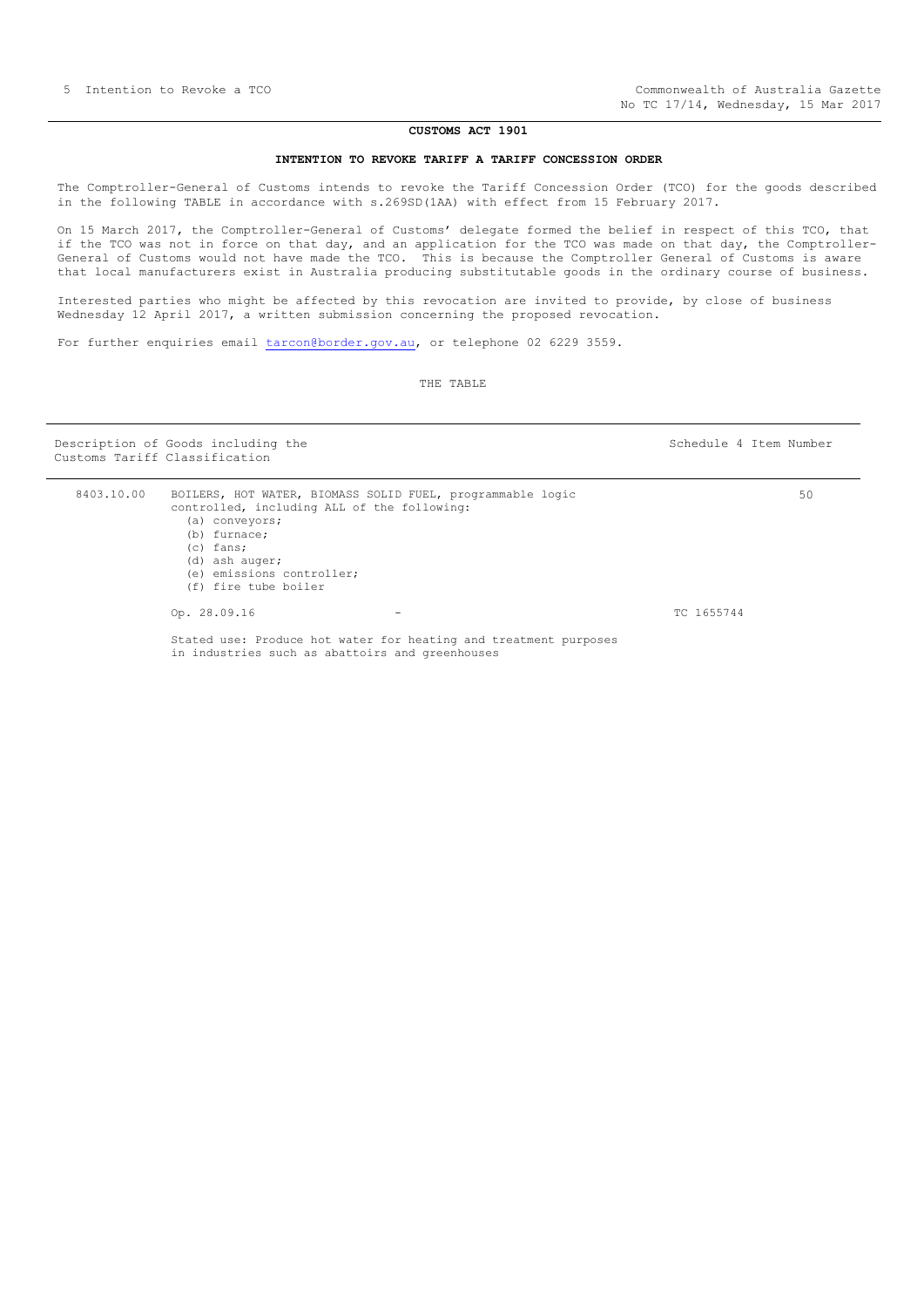**CUSTOMS ACT 1901**

**INTENTION TO REVOKE TARIFF A TARIFF CONCESSION ORDER**

The Comptroller-General of Customs intends to revoke the Tariff Concession Order (TCO) for the goods described in the following TABLE in accordance with s.269SD(1AA) with effect from 15 February 2017.

On 15 March 2017, the Comptroller-General of Customs' delegate formed the belief in respect of this TCO, that if the TCO was not in force on that day, and an application for the TCO was made on that day, the Comptroller-General of Customs would not have made the TCO. This is because the Comptroller General of Customs is aware that local manufacturers exist in Australia producing substitutable goods in the ordinary course of business.

Interested parties who might be affected by this revocation are invited to provide, by close of business Wednesday 12 April 2017, a written submission concerning the proposed revocation.

For further enquiries email tarcon@border.gov.au, or telephone 02 6229 3559.

THE TABLE

| Description of Goods including the Customs Tariff Classification | | | Schedule 4 Item Number |
|---|---|---|---|
| 8403.10.00 | BOILERS, HOT WATER, BIOMASS SOLID FUEL, programmable logic controlled, including ALL of the following:<br>(a) conveyors;<br>(b) furnace;<br>(c) fans;<br>(d) ash auger;<br>(e) emissions controller;<br>(f) fire tube boiler | | 50 |
| | Op. 28.09.16 | - | TC 1655744 |
| | Stated use: Produce hot water for heating and treatment purposes in industries such as abattoirs and greenhouses | | |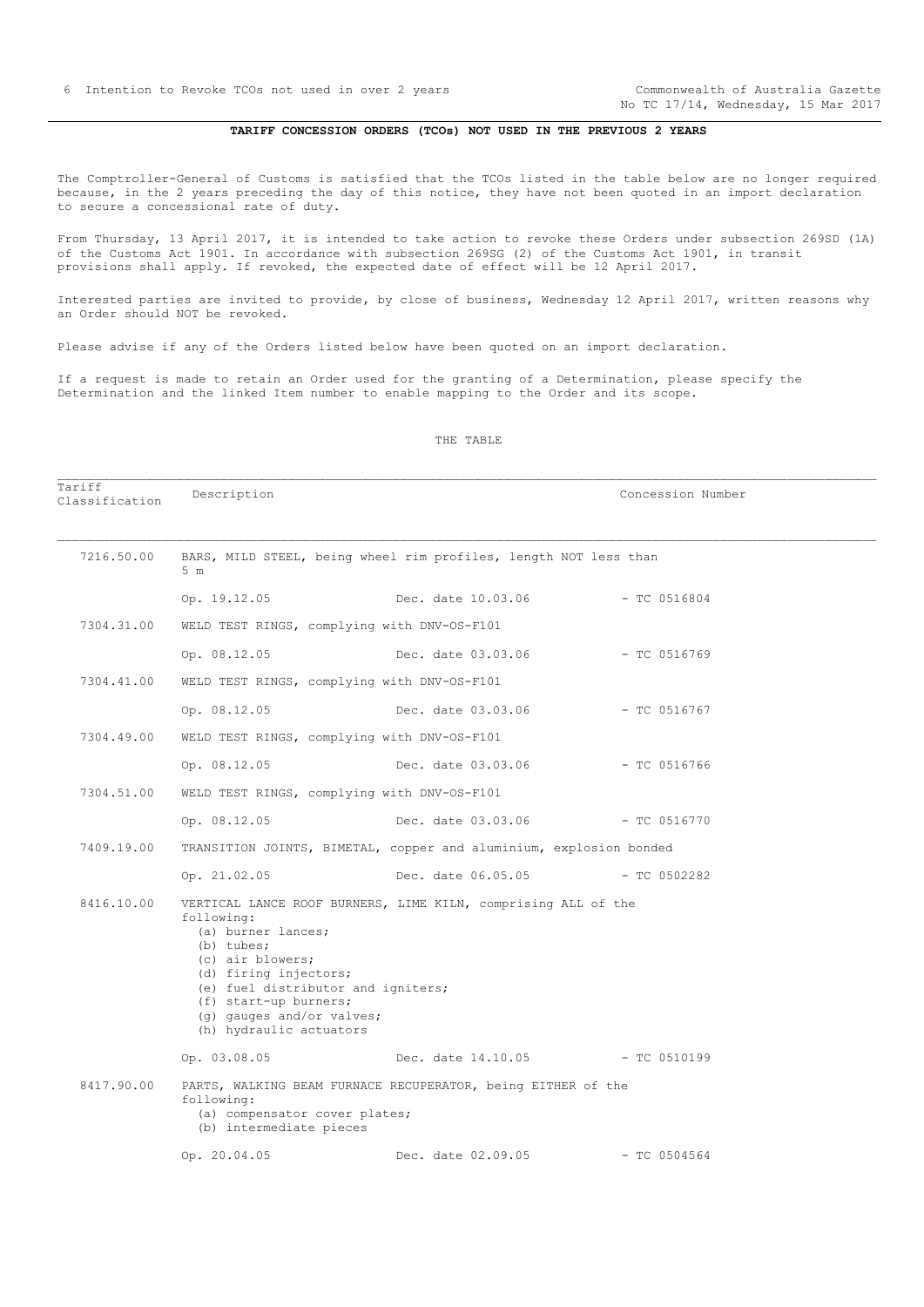## TARIFF CONCESSION ORDERS (TCOs) NOT USED IN THE PREVIOUS 2 YEARS

The Comptroller-General of Customs is satisfied that the TCOs listed in the table below are no longer required because, in the 2 years preceding the day of this notice, they have not been quoted in an import declaration to secure a concessional rate of duty.

From Thursday, 13 April 2017, it is intended to take action to revoke these Orders under subsection 269SD (1A) of the Customs Act 1901. In accordance with subsection 269SG (2) of the Customs Act 1901, in transit provisions shall apply. If revoked, the expected date of effect will be 12 April 2017.

Interested parties are invited to provide, by close of business, Wednesday 12 April 2017, written reasons why an Order should NOT be revoked.

Please advise if any of the Orders listed below have been quoted on an import declaration.

If a request is made to retain an Order used for the granting of a Determination, please specify the Determination and the linked Item number to enable mapping to the Order and its scope.

THE TABLE

| Tariff Classification | Description | | Concession Number |
|---|---|---|---|
| 7216.50.00 | BARS, MILD STEEL, being wheel rim profiles, length NOT less than 5 m | | |
| | Op. 19.12.05 | Dec. date 10.03.06 | - TC 0516804 |
| 7304.31.00 | WELD TEST RINGS, complying with DNV-OS-F101 | | |
| | Op. 08.12.05 | Dec. date 03.03.06 | - TC 0516769 |
| 7304.41.00 | WELD TEST RINGS, complying with DNV-OS-F101 | | |
| | Op. 08.12.05 | Dec. date 03.03.06 | - TC 0516767 |
| 7304.49.00 | WELD TEST RINGS, complying with DNV-OS-F101 | | |
| | Op. 08.12.05 | Dec. date 03.03.06 | - TC 0516766 |
| 7304.51.00 | WELD TEST RINGS, complying with DNV-OS-F101 | | |
| | Op. 08.12.05 | Dec. date 03.03.06 | - TC 0516770 |
| 7409.19.00 | TRANSITION JOINTS, BIMETAL, copper and aluminium, explosion bonded | | |
| | Op. 21.02.05 | Dec. date 06.05.05 | - TC 0502282 |
| 8416.10.00 | VERTICAL LANCE ROOF BURNERS, LIME KILN, comprising ALL of the following:<br>(a) burner lances;<br>(b) tubes;<br>(c) air blowers;<br>(d) firing injectors;<br>(e) fuel distributor and igniters;<br>(f) start-up burners;<br>(g) gauges and/or valves;<br>(h) hydraulic actuators | | |
| | Op. 03.08.05 | Dec. date 14.10.05 | - TC 0510199 |
| 8417.90.00 | PARTS, WALKING BEAM FURNACE RECUPERATOR, being EITHER of the following:<br>(a) compensator cover plates;<br>(b) intermediate pieces | | |
| | Op. 20.04.05 | Dec. date 02.09.05 | - TC 0504564 |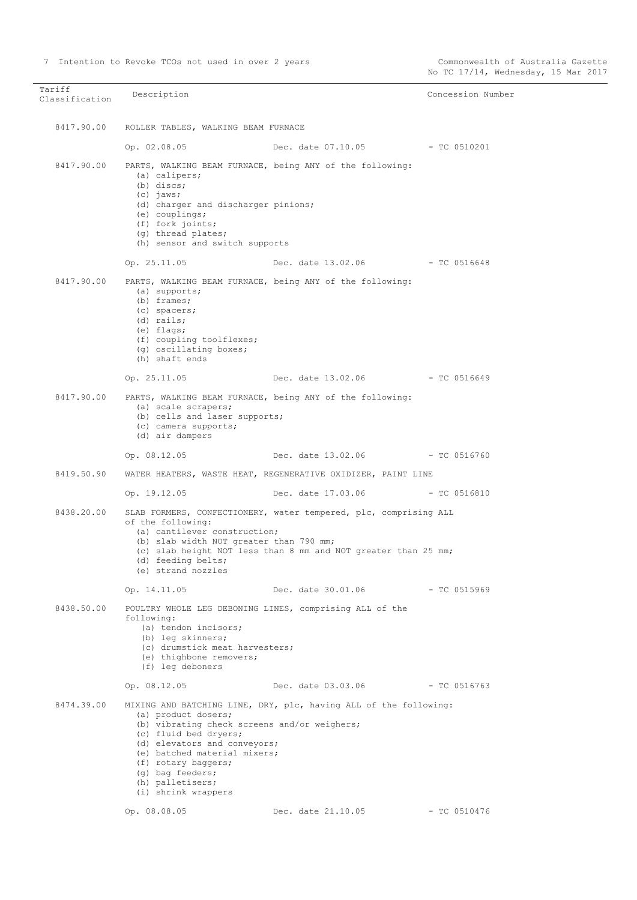| Tariff Classification | Description | Concession Number |
|---|---|---|
| 8417.90.00 | ROLLER TABLES, WALKING BEAM FURNACE | |
| | Op. 02.08.05 Dec. date 07.10.05 | - TC 0510201 |
| 8417.90.00 | PARTS, WALKING BEAM FURNACE, being ANY of the following:<br>(a) calipers;<br>(b) discs;<br>(c) jaws;<br>(d) charger and discharger pinions;<br>(e) couplings;<br>(f) fork joints;<br>(g) thread plates;<br>(h) sensor and switch supports | |
| | Op. 25.11.05 Dec. date 13.02.06 | - TC 0516648 |
| 8417.90.00 | PARTS, WALKING BEAM FURNACE, being ANY of the following:<br>(a) supports;<br>(b) frames;<br>(c) spacers;<br>(d) rails;<br>(e) flags;<br>(f) coupling toolflexes;<br>(g) oscillating boxes;<br>(h) shaft ends | |
| | Op. 25.11.05 Dec. date 13.02.06 | - TC 0516649 |
| 8417.90.00 | PARTS, WALKING BEAM FURNACE, being ANY of the following:<br>(a) scale scrapers;<br>(b) cells and laser supports;<br>(c) camera supports;<br>(d) air dampers | |
| | Op. 08.12.05 Dec. date 13.02.06 | - TC 0516760 |
| 8419.50.90 | WATER HEATERS, WASTE HEAT, REGENERATIVE OXIDIZER, PAINT LINE | |
| | Op. 19.12.05 Dec. date 17.03.06 | - TC 0516810 |
| 8438.20.00 | SLAB FORMERS, CONFECTIONERY, water tempered, plc, comprising ALL of the following:<br>(a) cantilever construction;<br>(b) slab width NOT greater than 790 mm;<br>(c) slab height NOT less than 8 mm and NOT greater than 25 mm;<br>(d) feeding belts;<br>(e) strand nozzles | |
| | Op. 14.11.05 Dec. date 30.01.06 | - TC 0515969 |
| 8438.50.00 | POULTRY WHOLE LEG DEBONING LINES, comprising ALL of the following:<br>(a) tendon incisors;<br>(b) leg skinners;<br>(c) drumstick meat harvesters;<br>(e) thighbone removers;<br>(f) leg deboners | |
| | Op. 08.12.05 Dec. date 03.03.06 | - TC 0516763 |
| 8474.39.00 | MIXING AND BATCHING LINE, DRY, plc, having ALL of the following:<br>(a) product dosers;<br>(b) vibrating check screens and/or weighers;<br>(c) fluid bed dryers;<br>(d) elevators and conveyors;<br>(e) batched material mixers;<br>(f) rotary baggers;<br>(g) bag feeders;<br>(h) palletisers;<br>(i) shrink wrappers | |
| | Op. 08.08.05 Dec. date 21.10.05 | - TC 0510476 |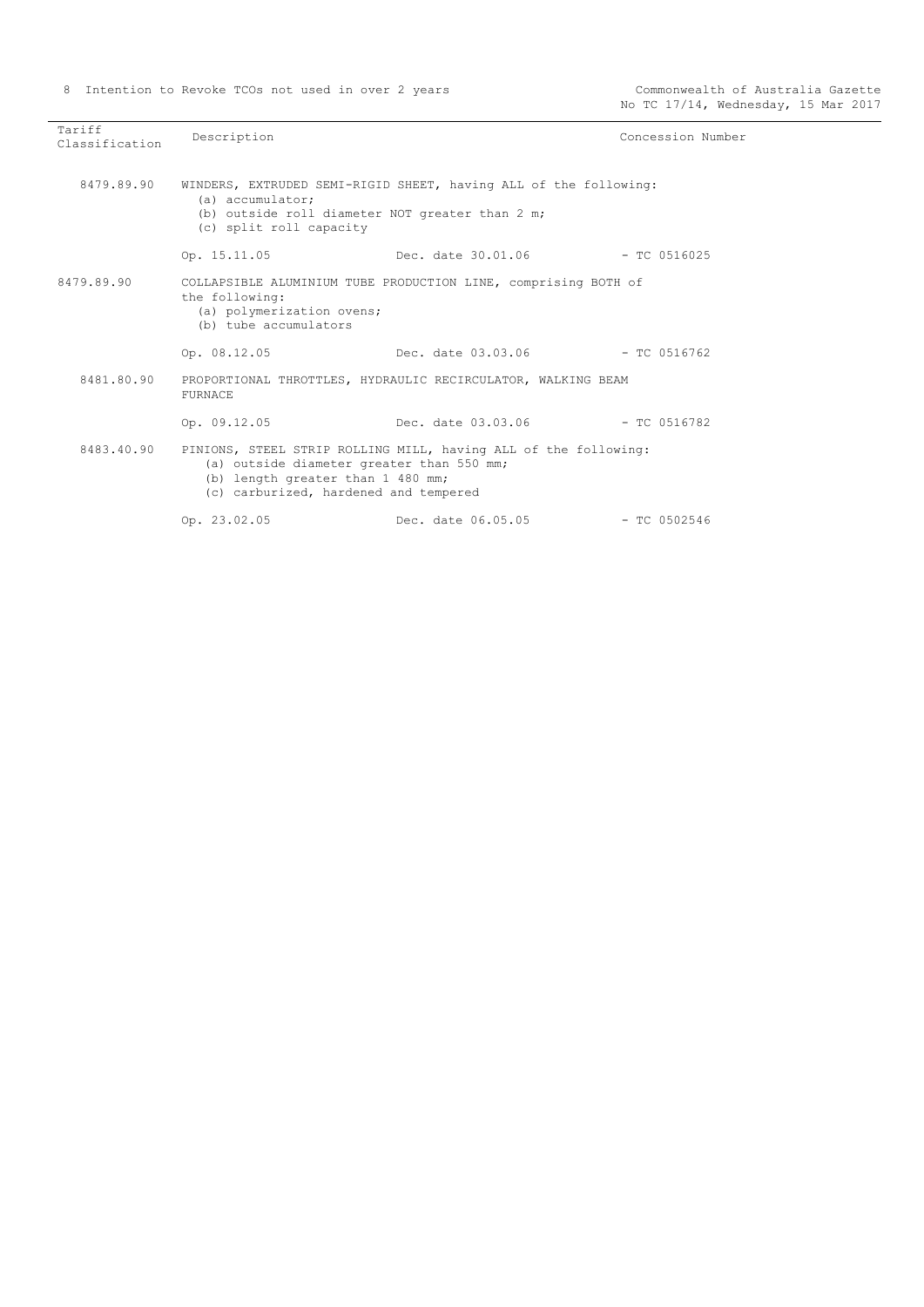| Tariff Classification | Description | Concession Number |
|---|---|---|
| 8479.89.90 | WINDERS, EXTRUDED SEMI-RIGID SHEET, having ALL of the following:<br>(a) accumulator;<br>(b) outside roll diameter NOT greater than 2 m;<br>(c) split roll capacity | |
| | Op. 15.11.05 Dec. date 30.01.06 | - TC 0516025 |
| 8479.89.90 | COLLAPSIBLE ALUMINIUM TUBE PRODUCTION LINE, comprising BOTH of the following:<br>(a) polymerization ovens;<br>(b) tube accumulators | |
| | Op. 08.12.05 Dec. date 03.03.06 | - TC 0516762 |
| 8481.80.90 | PROPORTIONAL THROTTLES, HYDRAULIC RECIRCULATOR, WALKING BEAM FURNACE | |
| | Op. 09.12.05 Dec. date 03.03.06 | - TC 0516782 |
| 8483.40.90 | PINIONS, STEEL STRIP ROLLING MILL, having ALL of the following:<br>(a) outside diameter greater than 550 mm;<br>(b) length greater than 1 480 mm;<br>(c) carburized, hardened and tempered | |
| | Op. 23.02.05 Dec. date 06.05.05 | - TC 0502546 |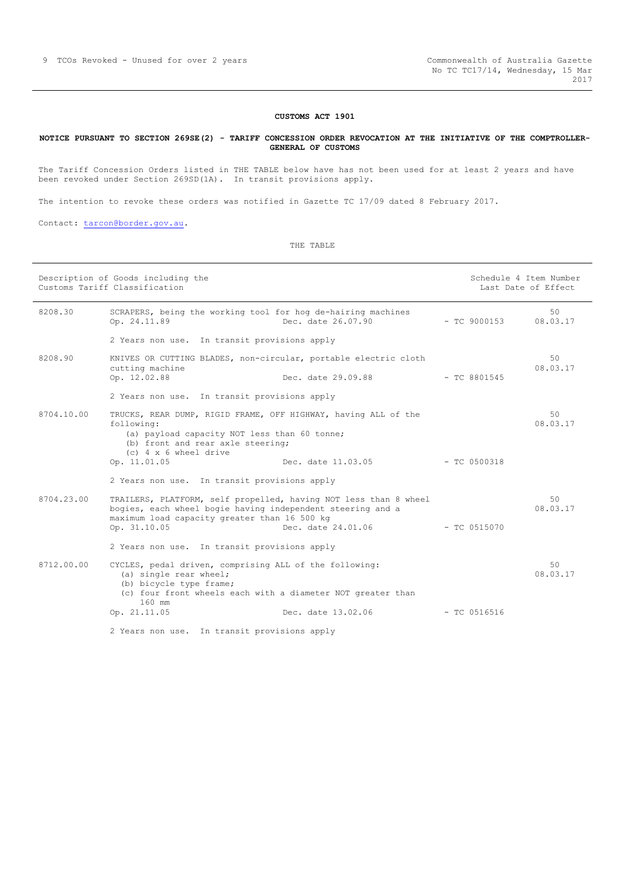**CUSTOMS ACT 1901**

**NOTICE PURSUANT TO SECTION 269SE(2) - TARIFF CONCESSION ORDER REVOCATION AT THE INITIATIVE OF THE COMPTROLLER-GENERAL OF CUSTOMS**

The Tariff Concession Orders listed in THE TABLE below have has not been used for at least 2 years and have been revoked under Section 269SD(1A). In transit provisions apply.

The intention to revoke these orders was notified in Gazette TC 17/09 dated 8 February 2017.

Contact: tarcon@border.gov.au.

THE TABLE

| Description of Goods including the Customs Tariff Classification | | | | Schedule 4 Item Number Last Date of Effect |
|---|---|---|---|---|
| 8208.30 | SCRAPERS, being the working tool for hog de-hairing machines<br>Op. 24.11.89<br>2 Years non use. In transit provisions apply | Dec. date 26.07.90 | - TC 9000153 | 50<br>08.03.17 |
| 8208.90 | KNIVES OR CUTTING BLADES, non-circular, portable electric cloth cutting machine<br>Op. 12.02.88<br>2 Years non use. In transit provisions apply | Dec. date 29.09.88 | - TC 8801545 | 50<br>08.03.17 |
| 8704.10.00 | TRUCKS, REAR DUMP, RIGID FRAME, OFF HIGHWAY, having ALL of the following:<br>(a) payload capacity NOT less than 60 tonne;<br>(b) front and rear axle steering;<br>(c) 4 x 6 wheel drive<br>Op. 11.01.05<br>2 Years non use. In transit provisions apply | Dec. date 11.03.05 | - TC 0500318 | 50<br>08.03.17 |
| 8704.23.00 | TRAILERS, PLATFORM, self propelled, having NOT less than 8 wheel bogies, each wheel bogie having independent steering and a maximum load capacity greater than 16 500 kg<br>Op. 31.10.05<br>2 Years non use. In transit provisions apply | Dec. date 24.01.06 | - TC 0515070 | 50<br>08.03.17 |
| 8712.00.00 | CYCLES, pedal driven, comprising ALL of the following:<br>(a) single rear wheel;<br>(b) bicycle type frame;<br>(c) four front wheels each with a diameter NOT greater than 160 mm<br>Op. 21.11.05<br>2 Years non use. In transit provisions apply | Dec. date 13.02.06 | - TC 0516516 | 50<br>08.03.17 |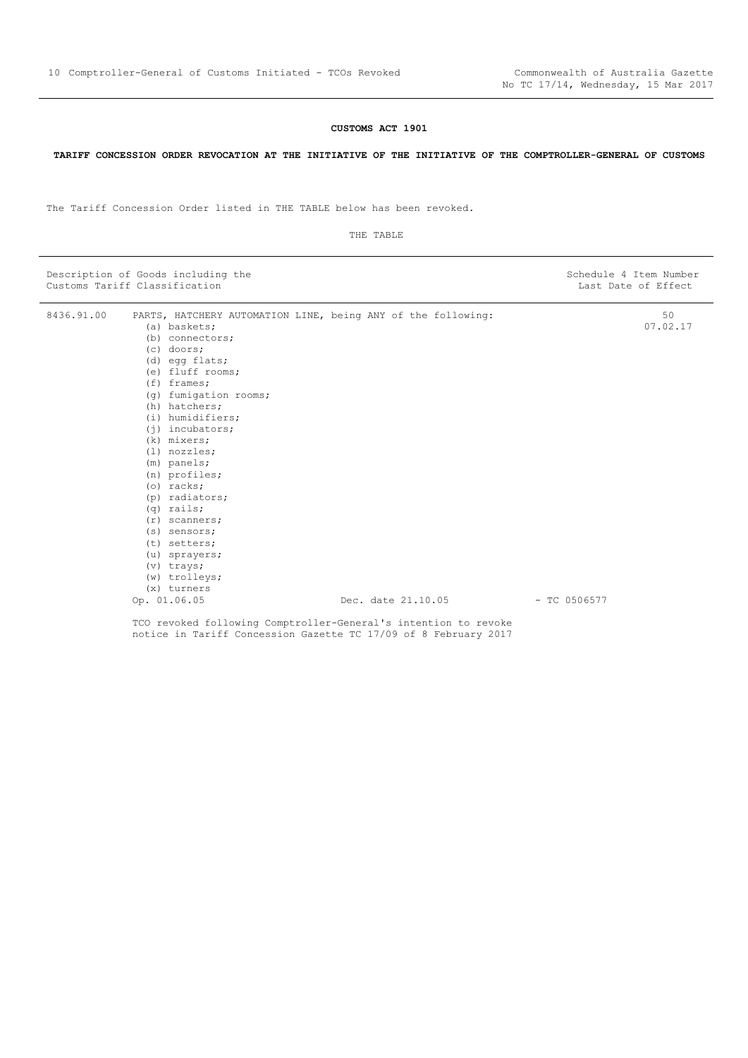## CUSTOMS ACT 1901

**TARIFF CONCESSION ORDER REVOCATION AT THE INITIATIVE OF THE INITIATIVE OF THE COMPTROLLER-GENERAL OF CUSTOMS**

The Tariff Concession Order listed in THE TABLE below has been revoked.

THE TABLE

| Description of Goods including the Customs Tariff Classification | | Schedule 4 Item Number Last Date of Effect |
|---|---|---|
| 8436.91.00 | PARTS, HATCHERY AUTOMATION LINE, being ANY of the following:<br>(a) baskets;<br>(b) connectors;<br>(c) doors;<br>(d) egg flats;<br>(e) fluff rooms;<br>(f) frames;<br>(g) fumigation rooms;<br>(h) hatchers;<br>(i) humidifiers;<br>(j) incubators;<br>(k) mixers;<br>(l) nozzles;<br>(m) panels;<br>(n) profiles;<br>(o) racks;<br>(p) radiators;<br>(q) rails;<br>(r) scanners;<br>(s) sensors;<br>(t) setters;<br>(u) sprayers;<br>(v) trays;<br>(w) trolleys;<br>(x) turners<br>Op. 01.06.05 Dec. date 21.10.05 - TC 0506577<br><br>TCO revoked following Comptroller-General's intention to revoke notice in Tariff Concession Gazette TC 17/09 of 8 February 2017 | 50<br>07.02.17 |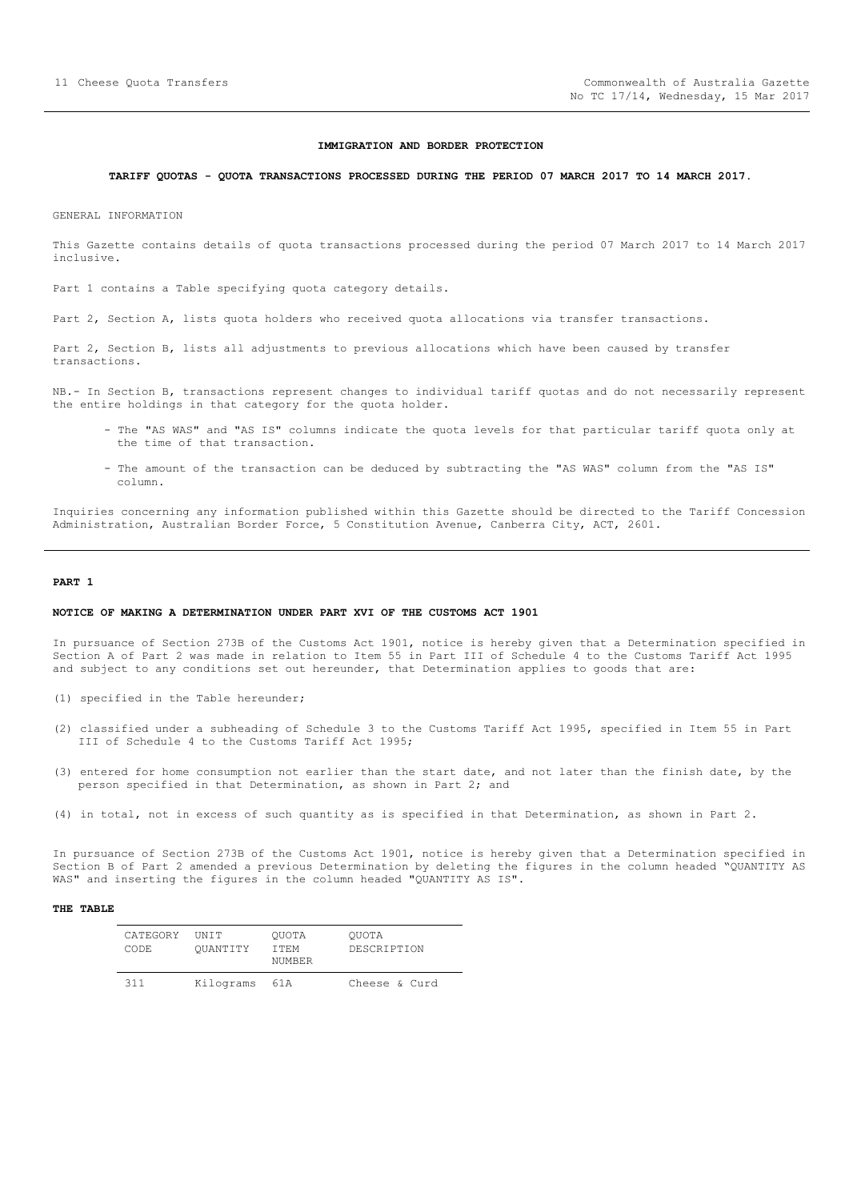**IMMIGRATION AND BORDER PROTECTION**

**TARIFF QUOTAS - QUOTA TRANSACTIONS PROCESSED DURING THE PERIOD 07 MARCH 2017 TO 14 MARCH 2017.**

GENERAL INFORMATION

This Gazette contains details of quota transactions processed during the period 07 March 2017 to 14 March 2017 inclusive.

Part 1 contains a Table specifying quota category details.

Part 2, Section A, lists quota holders who received quota allocations via transfer transactions.

Part 2, Section B, lists all adjustments to previous allocations which have been caused by transfer transactions.

NB.- In Section B, transactions represent changes to individual tariff quotas and do not necessarily represent the entire holdings in that category for the quota holder.

- The "AS WAS" and "AS IS" columns indicate the quota levels for that particular tariff quota only at the time of that transaction.
- The amount of the transaction can be deduced by subtracting the "AS WAS" column from the "AS IS" column.

Inquiries concerning any information published within this Gazette should be directed to the Tariff Concession Administration, Australian Border Force, 5 Constitution Avenue, Canberra City, ACT, 2601.

**PART 1**

**NOTICE OF MAKING A DETERMINATION UNDER PART XVI OF THE CUSTOMS ACT 1901**

In pursuance of Section 273B of the Customs Act 1901, notice is hereby given that a Determination specified in Section A of Part 2 was made in relation to Item 55 in Part III of Schedule 4 to the Customs Tariff Act 1995 and subject to any conditions set out hereunder, that Determination applies to goods that are:

(1) specified in the Table hereunder;

(2) classified under a subheading of Schedule 3 to the Customs Tariff Act 1995, specified in Item 55 in Part III of Schedule 4 to the Customs Tariff Act 1995;

(3) entered for home consumption not earlier than the start date, and not later than the finish date, by the person specified in that Determination, as shown in Part 2; and

(4) in total, not in excess of such quantity as is specified in that Determination, as shown in Part 2.

In pursuance of Section 273B of the Customs Act 1901, notice is hereby given that a Determination specified in Section B of Part 2 amended a previous Determination by deleting the figures in the column headed "QUANTITY AS WAS" and inserting the figures in the column headed "QUANTITY AS IS".

**THE TABLE**

| CATEGORY CODE | UNIT QUANTITY | QUOTA ITEM NUMBER | QUOTA DESCRIPTION |
|---|---|---|---|
| 311 | Kilograms | 61A | Cheese & Curd |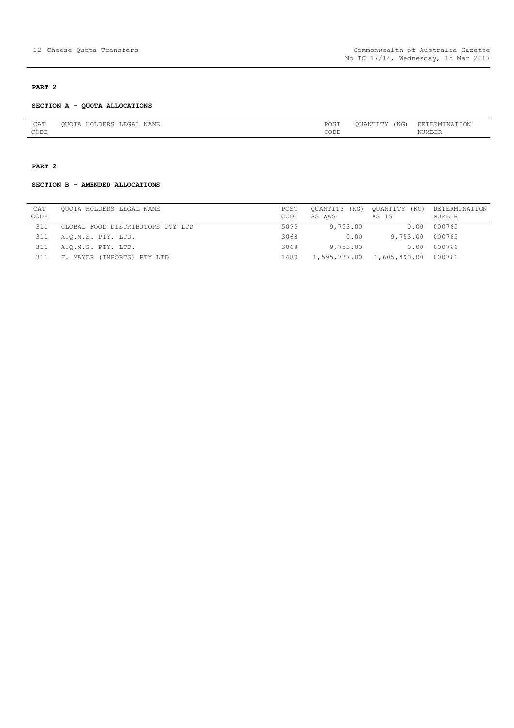**PART 2**

**SECTION A - QUOTA ALLOCATIONS**

| CAT CODE | QUOTA HOLDERS LEGAL NAME | POST CODE | QUANTITY (KG) | DETERMINATION NUMBER |
| --- | --- | --- | --- | --- |

**PART 2**

**SECTION B - AMENDED ALLOCATIONS**

| CAT CODE | QUOTA HOLDERS LEGAL NAME | POST CODE | QUANTITY (KG) AS WAS | QUANTITY (KG) AS IS | DETERMINATION NUMBER |
| --- | --- | --- | --- | --- | --- |
| 311 | GLOBAL FOOD DISTRIBUTORS PTY LTD | 5095 | 9,753.00 | 0.00 | 000765 |
| 311 | A.Q.M.S. PTY. LTD. | 3068 | 0.00 | 9,753.00 | 000765 |
| 311 | A.Q.M.S. PTY. LTD. | 3068 | 9,753.00 | 0.00 | 000766 |
| 311 | F. MAYER (IMPORTS) PTY LTD | 1480 | 1,595,737.00 | 1,605,490.00 | 000766 |